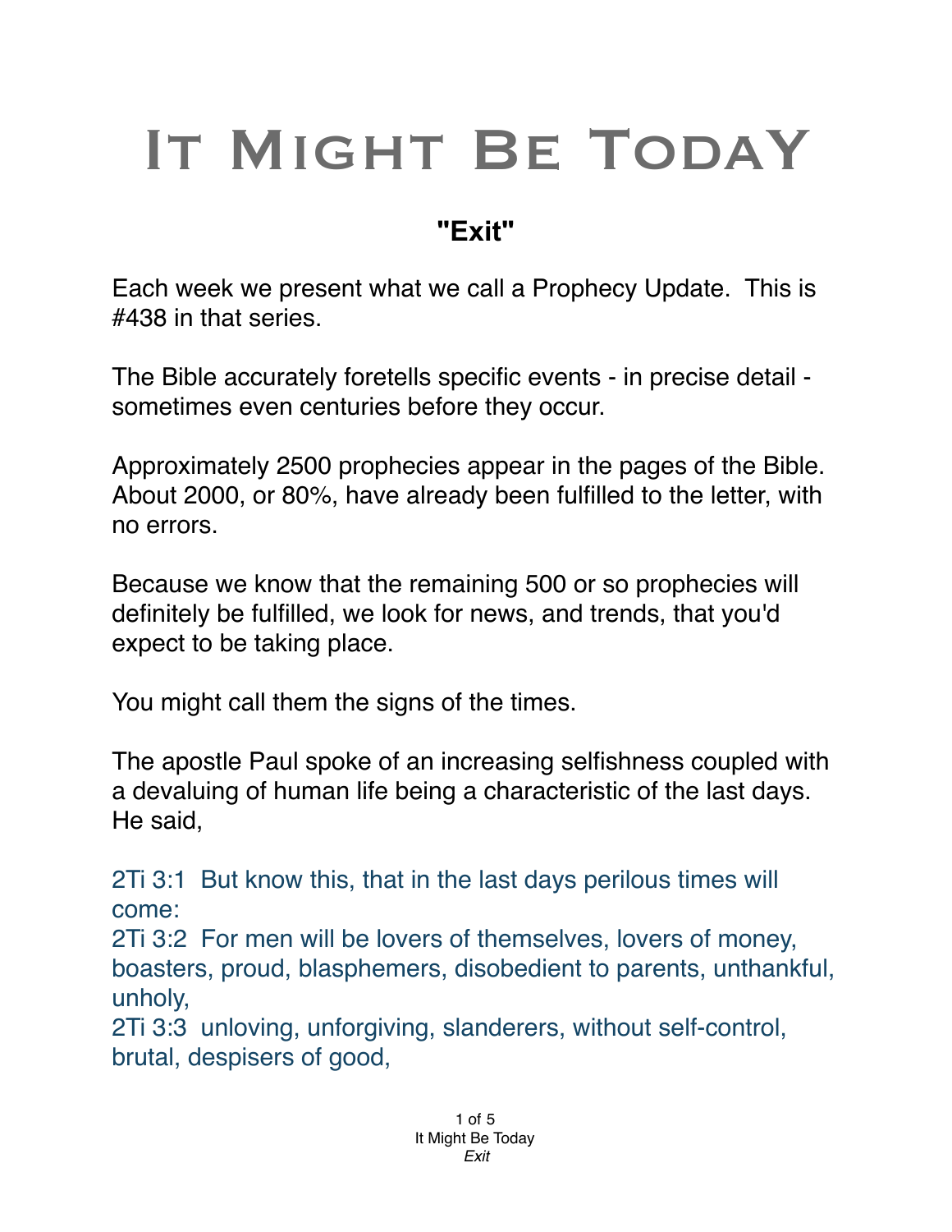# It Might Be Today

## "Exit"

Each week we present what we call a Prophecy Update. This is #438 in that series.

The Bible accurately foretells specific events - in precise detail - sometimes even centuries before they occur.

Approximately 2500 prophecies appear in the pages of the Bible. About 2000, or 80%, have already been fulfilled to the letter, with no errors.

Because we know that the remaining 500 or so prophecies will definitely be fulfilled, we look for news, and trends, that you'd expect to be taking place.

You might call them the signs of the times.

The apostle Paul spoke of an increasing selfishness coupled with a devaluing of human life being a characteristic of the last days. He said,

2Ti 3:1 But know this, that in the last days perilous times will come:
2Ti 3:2 For men will be lovers of themselves, lovers of money, boasters, proud, blasphemers, disobedient to parents, unthankful, unholy,
2Ti 3:3 unloving, unforgiving, slanderers, without self-control, brutal, despisers of good,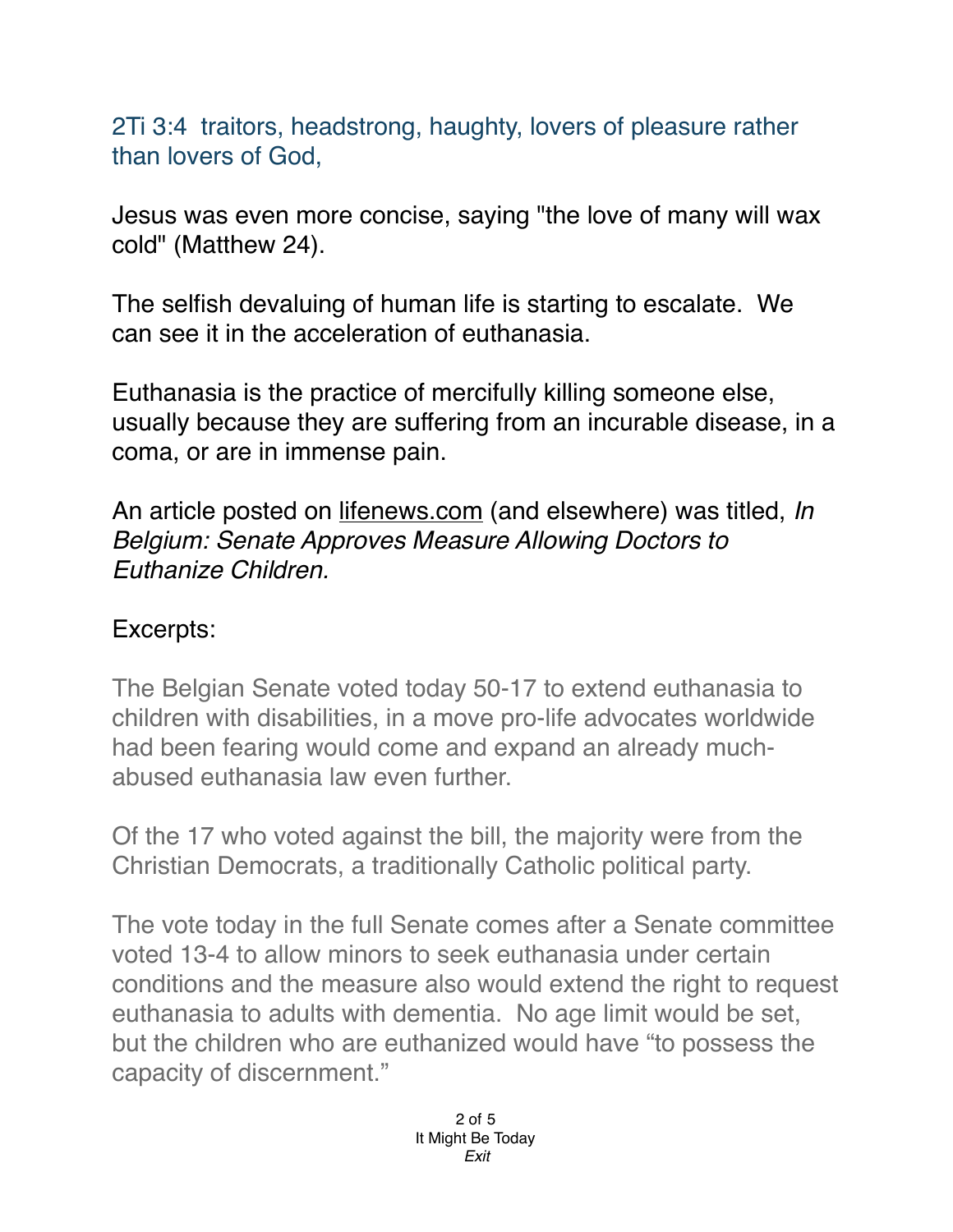2Ti 3:4  traitors, headstrong, haughty, lovers of pleasure rather than lovers of God,

Jesus was even more concise, saying "the love of many will wax cold" (Matthew 24).

The selfish devaluing of human life is starting to escalate.  We can see it in the acceleration of euthanasia.

Euthanasia is the practice of mercifully killing someone else, usually because they are suffering from an incurable disease, in a coma, or are in immense pain.

An article posted on lifenews.com (and elsewhere) was titled, *In Belgium: Senate Approves Measure Allowing Doctors to Euthanize Children.*

Excerpts:

> The Belgian Senate voted today 50-17 to extend euthanasia to children with disabilities, in a move pro-life advocates worldwide had been fearing would come and expand an already much-abused euthanasia law even further.
>
> Of the 17 who voted against the bill, the majority were from the Christian Democrats, a traditionally Catholic political party.
>
> The vote today in the full Senate comes after a Senate committee voted 13-4 to allow minors to seek euthanasia under certain conditions and the measure also would extend the right to request euthanasia to adults with dementia.  No age limit would be set, but the children who are euthanized would have "to possess the capacity of discernment."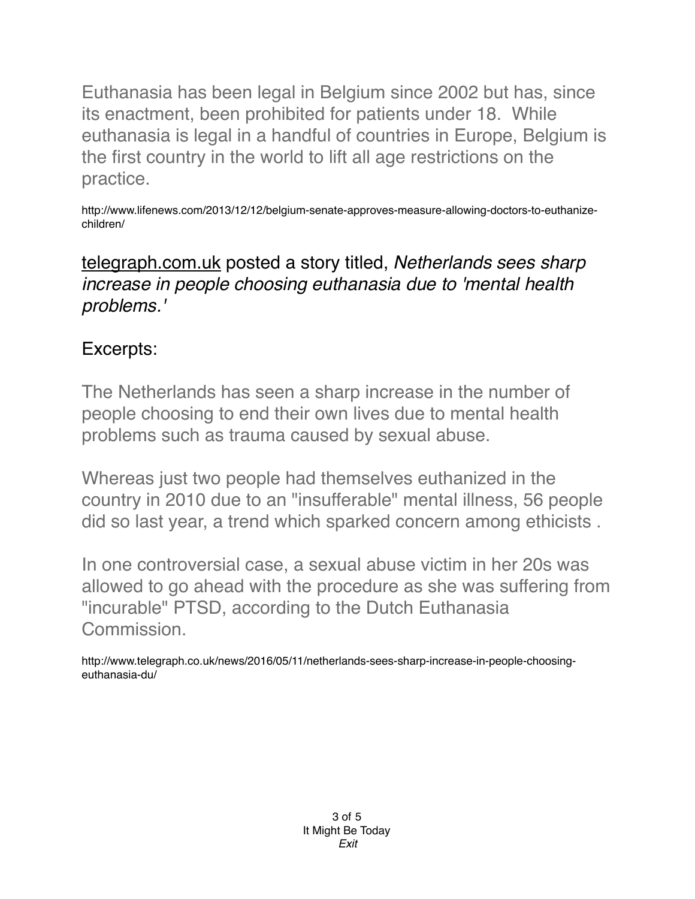Euthanasia has been legal in Belgium since 2002 but has, since its enactment, been prohibited for patients under 18. While euthanasia is legal in a handful of countries in Europe, Belgium is the first country in the world to lift all age restrictions on the practice.

http://www.lifenews.com/2013/12/12/belgium-senate-approves-measure-allowing-doctors-to-euthanize-children/

telegraph.com.uk posted a story titled, *Netherlands sees sharp increase in people choosing euthanasia due to 'mental health problems.'*

Excerpts:

The Netherlands has seen a sharp increase in the number of people choosing to end their own lives due to mental health problems such as trauma caused by sexual abuse.

Whereas just two people had themselves euthanized in the country in 2010 due to an "insufferable" mental illness, 56 people did so last year, a trend which sparked concern among ethicists .

In one controversial case, a sexual abuse victim in her 20s was allowed to go ahead with the procedure as she was suffering from "incurable" PTSD, according to the Dutch Euthanasia Commission.

http://www.telegraph.co.uk/news/2016/05/11/netherlands-sees-sharp-increase-in-people-choosing-euthanasia-du/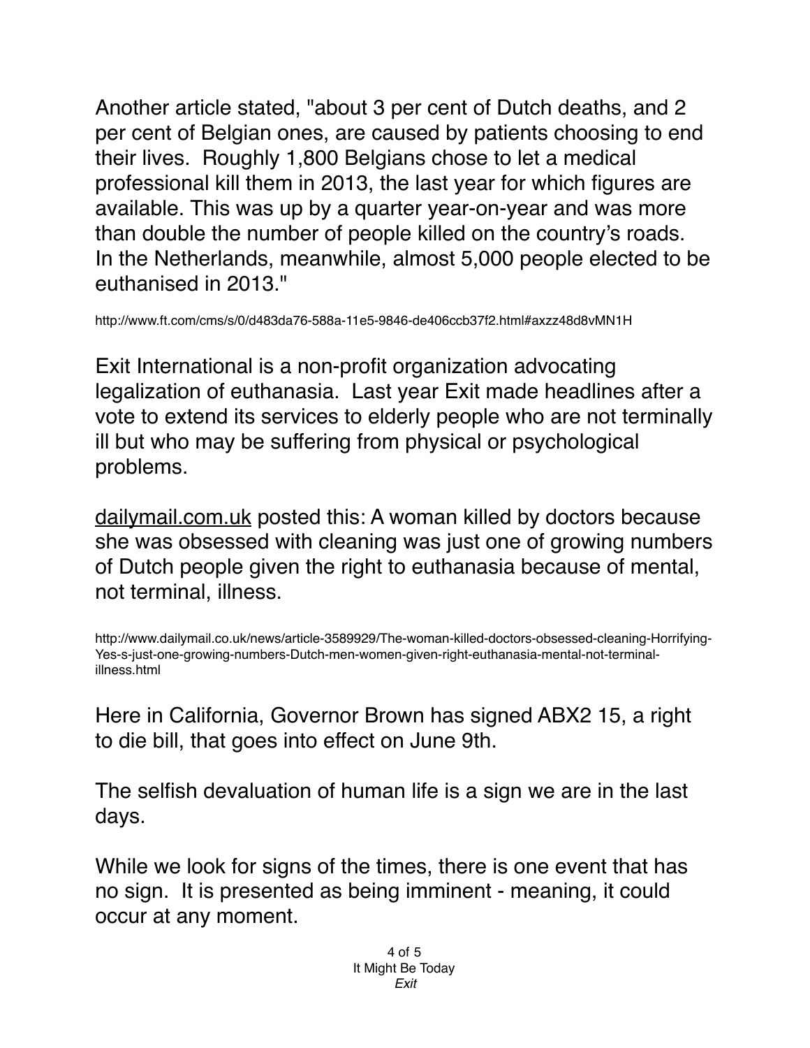Another article stated, "about 3 per cent of Dutch deaths, and 2 per cent of Belgian ones, are caused by patients choosing to end their lives. Roughly 1,800 Belgians chose to let a medical professional kill them in 2013, the last year for which figures are available. This was up by a quarter year-on-year and was more than double the number of people killed on the country's roads. In the Netherlands, meanwhile, almost 5,000 people elected to be euthanised in 2013."

http://www.ft.com/cms/s/0/d483da76-588a-11e5-9846-de406ccb37f2.html#axzz48d8vMN1H

Exit International is a non-profit organization advocating legalization of euthanasia. Last year Exit made headlines after a vote to extend its services to elderly people who are not terminally ill but who may be suffering from physical or psychological problems.

dailymail.com.uk posted this: A woman killed by doctors because she was obsessed with cleaning was just one of growing numbers of Dutch people given the right to euthanasia because of mental, not terminal, illness.

http://www.dailymail.co.uk/news/article-3589929/The-woman-killed-doctors-obsessed-cleaning-Horrifying-Yes-s-just-one-growing-numbers-Dutch-men-women-given-right-euthanasia-mental-not-terminal-illness.html

Here in California, Governor Brown has signed ABX2 15, a right to die bill, that goes into effect on June 9th.

The selfish devaluation of human life is a sign we are in the last days.

While we look for signs of the times, there is one event that has no sign. It is presented as being imminent - meaning, it could occur at any moment.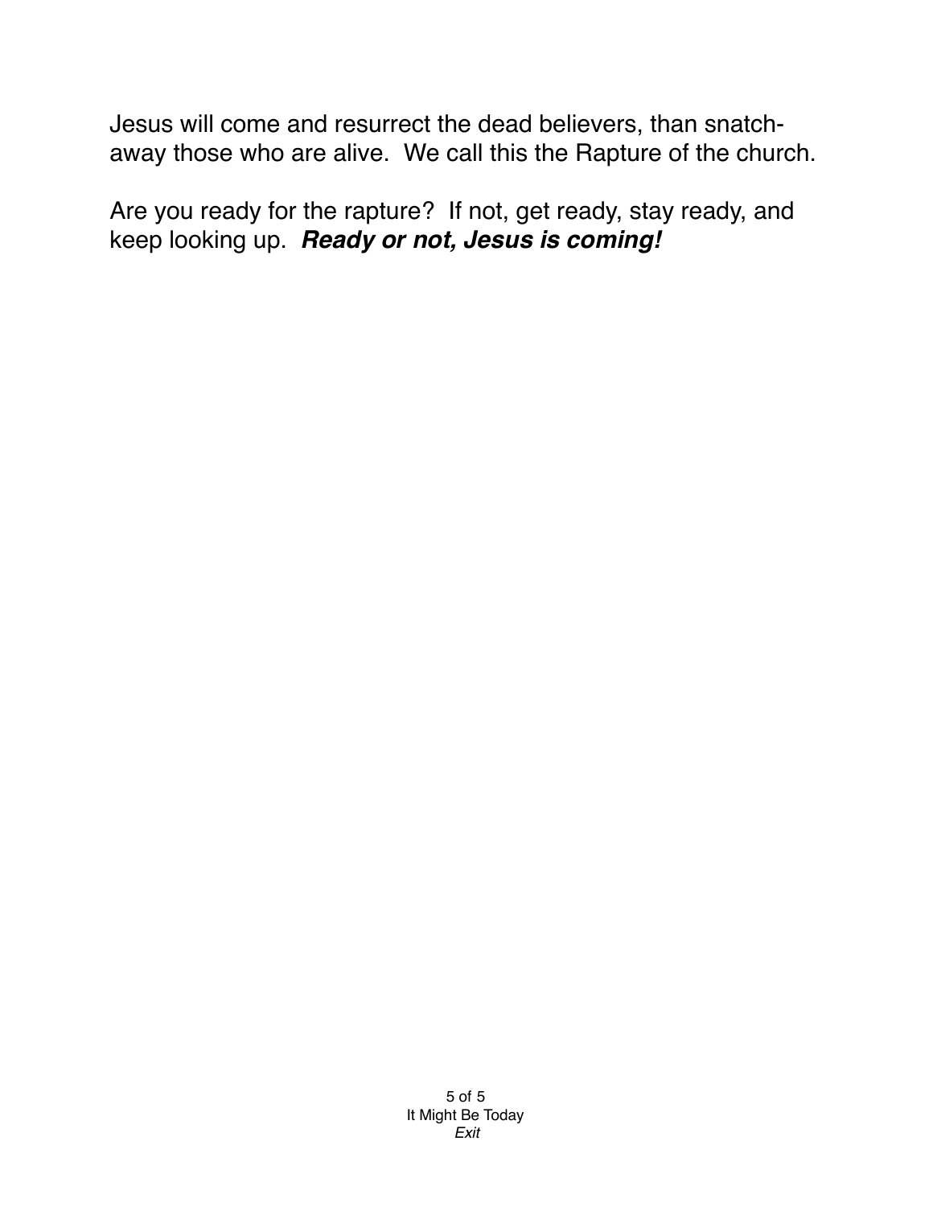Jesus will come and resurrect the dead believers, than snatch-away those who are alive.  We call this the Rapture of the church.

Are you ready for the rapture?  If not, get ready, stay ready, and keep looking up.  ***Ready or not, Jesus is coming!***